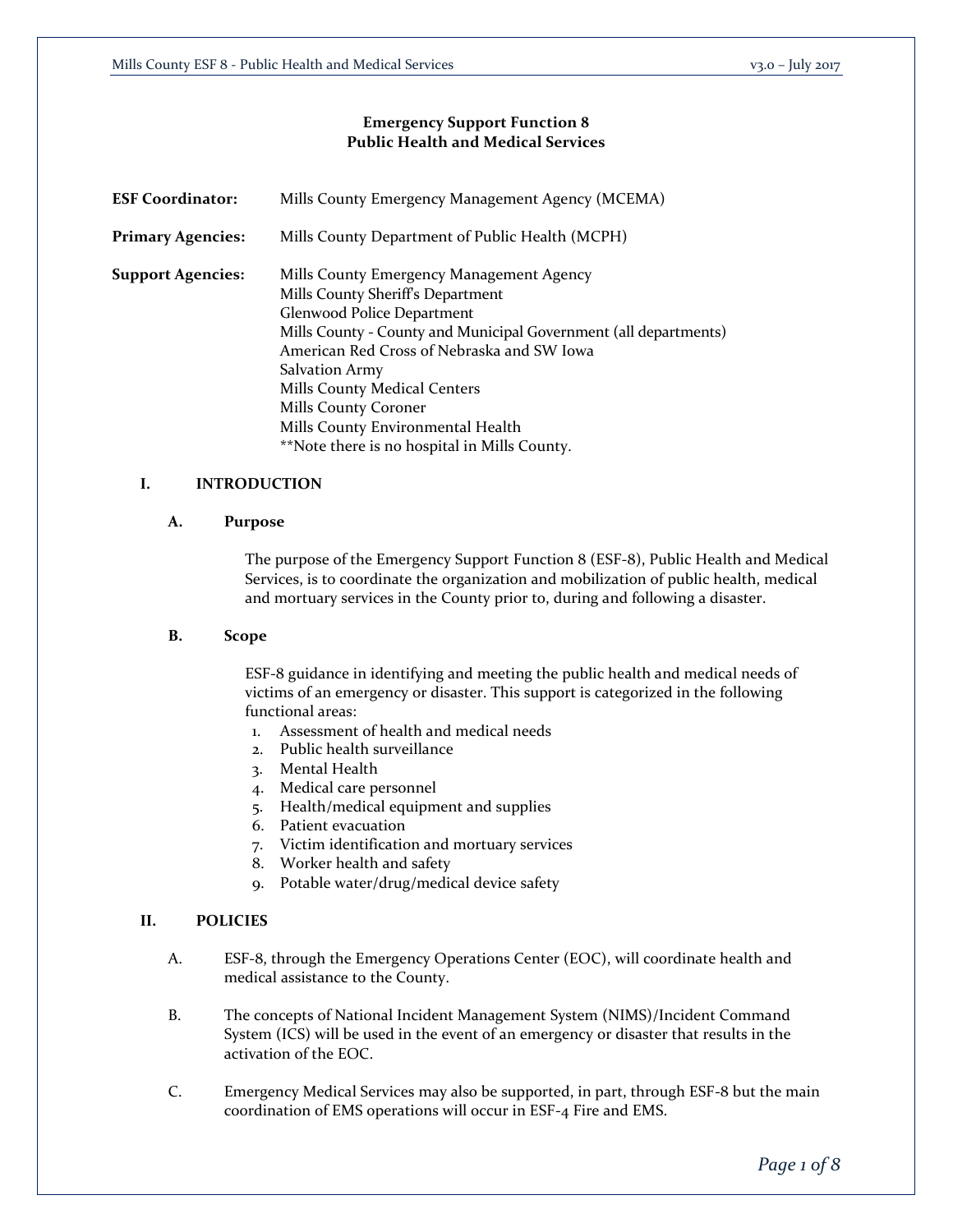# Emergency Support Function 8
# Public Health and Medical Services

**ESF Coordinator:** Mills County Emergency Management Agency (MCEMA)

**Primary Agencies:** Mills County Department of Public Health (MCPH)

**Support Agencies:**
Mills County Emergency Management Agency
Mills County Sheriff's Department
Glenwood Police Department
Mills County - County and Municipal Government (all departments)
American Red Cross of Nebraska and SW Iowa
Salvation Army
Mills County Medical Centers
Mills County Coroner
Mills County Environmental Health
**Note there is no hospital in Mills County.

## I. INTRODUCTION

### A. Purpose

The purpose of the Emergency Support Function 8 (ESF-8), Public Health and Medical Services, is to coordinate the organization and mobilization of public health, medical and mortuary services in the County prior to, during and following a disaster.

### B. Scope

ESF-8 guidance in identifying and meeting the public health and medical needs of victims of an emergency or disaster. This support is categorized in the following functional areas:

1. Assessment of health and medical needs
2. Public health surveillance
3. Mental Health
4. Medical care personnel
5. Health/medical equipment and supplies
6. Patient evacuation
7. Victim identification and mortuary services
8. Worker health and safety
9. Potable water/drug/medical device safety

## II. POLICIES

A. ESF-8, through the Emergency Operations Center (EOC), will coordinate health and medical assistance to the County.

B. The concepts of National Incident Management System (NIMS)/Incident Command System (ICS) will be used in the event of an emergency or disaster that results in the activation of the EOC.

C. Emergency Medical Services may also be supported, in part, through ESF-8 but the main coordination of EMS operations will occur in ESF-4 Fire and EMS.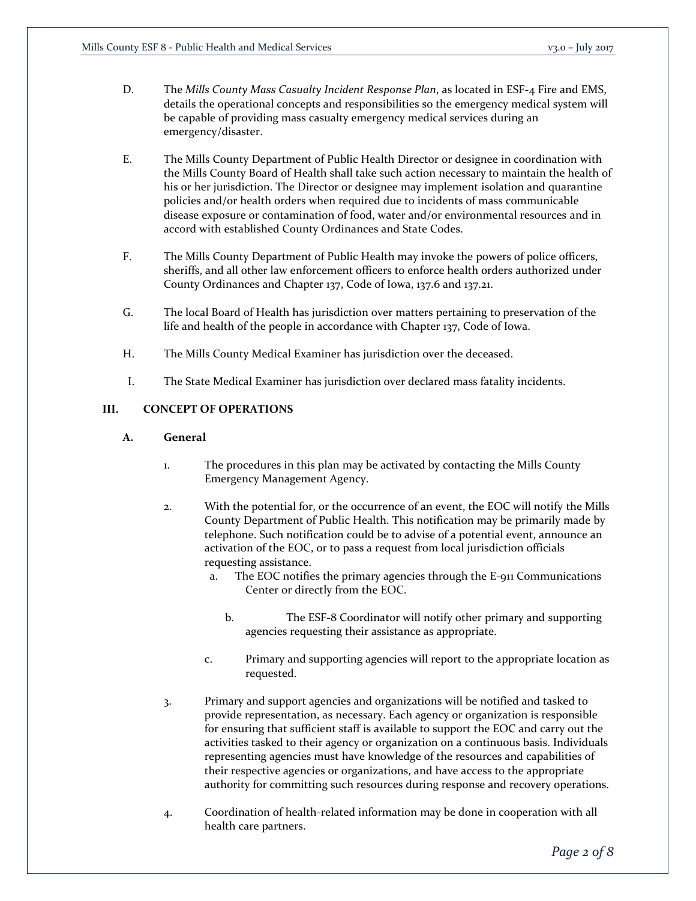D. The *Mills County Mass Casualty Incident Response Plan*, as located in ESF-4 Fire and EMS, details the operational concepts and responsibilities so the emergency medical system will be capable of providing mass casualty emergency medical services during an emergency/disaster.

E. The Mills County Department of Public Health Director or designee in coordination with the Mills County Board of Health shall take such action necessary to maintain the health of his or her jurisdiction. The Director or designee may implement isolation and quarantine policies and/or health orders when required due to incidents of mass communicable disease exposure or contamination of food, water and/or environmental resources and in accord with established County Ordinances and State Codes.

F. The Mills County Department of Public Health may invoke the powers of police officers, sheriffs, and all other law enforcement officers to enforce health orders authorized under County Ordinances and Chapter 137, Code of Iowa, 137.6 and 137.21.

G. The local Board of Health has jurisdiction over matters pertaining to preservation of the life and health of the people in accordance with Chapter 137, Code of Iowa.

H. The Mills County Medical Examiner has jurisdiction over the deceased.

I. The State Medical Examiner has jurisdiction over declared mass fatality incidents.

## III. CONCEPT OF OPERATIONS

### A. General

1. The procedures in this plan may be activated by contacting the Mills County Emergency Management Agency.

2. With the potential for, or the occurrence of an event, the EOC will notify the Mills County Department of Public Health. This notification may be primarily made by telephone. Such notification could be to advise of a potential event, announce an activation of the EOC, or to pass a request from local jurisdiction officials requesting assistance.
   a. The EOC notifies the primary agencies through the E-911 Communications Center or directly from the EOC.
   b. The ESF-8 Coordinator will notify other primary and supporting agencies requesting their assistance as appropriate.
   c. Primary and supporting agencies will report to the appropriate location as requested.

3. Primary and support agencies and organizations will be notified and tasked to provide representation, as necessary. Each agency or organization is responsible for ensuring that sufficient staff is available to support the EOC and carry out the activities tasked to their agency or organization on a continuous basis. Individuals representing agencies must have knowledge of the resources and capabilities of their respective agencies or organizations, and have access to the appropriate authority for committing such resources during response and recovery operations.

4. Coordination of health-related information may be done in cooperation with all health care partners.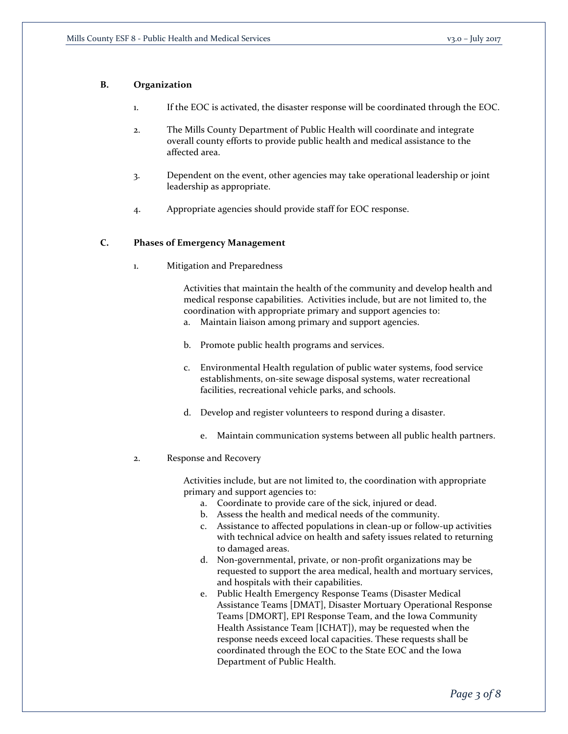### B. Organization

1. If the EOC is activated, the disaster response will be coordinated through the EOC.

2. The Mills County Department of Public Health will coordinate and integrate overall county efforts to provide public health and medical assistance to the affected area.

3. Dependent on the event, other agencies may take operational leadership or joint leadership as appropriate.

4. Appropriate agencies should provide staff for EOC response.

### C. Phases of Emergency Management

1. Mitigation and Preparedness

   Activities that maintain the health of the community and develop health and medical response capabilities. Activities include, but are not limited to, the coordination with appropriate primary and support agencies to:

   a. Maintain liaison among primary and support agencies.

   b. Promote public health programs and services.

   c. Environmental Health regulation of public water systems, food service establishments, on-site sewage disposal systems, water recreational facilities, recreational vehicle parks, and schools.

   d. Develop and register volunteers to respond during a disaster.

   e. Maintain communication systems between all public health partners.

2. Response and Recovery

   Activities include, but are not limited to, the coordination with appropriate primary and support agencies to:

   a. Coordinate to provide care of the sick, injured or dead.
   b. Assess the health and medical needs of the community.
   c. Assistance to affected populations in clean-up or follow-up activities with technical advice on health and safety issues related to returning to damaged areas.
   d. Non-governmental, private, or non-profit organizations may be requested to support the area medical, health and mortuary services, and hospitals with their capabilities.
   e. Public Health Emergency Response Teams (Disaster Medical Assistance Teams [DMAT], Disaster Mortuary Operational Response Teams [DMORT], EPI Response Team, and the Iowa Community Health Assistance Team [ICHAT]), may be requested when the response needs exceed local capacities. These requests shall be coordinated through the EOC to the State EOC and the Iowa Department of Public Health.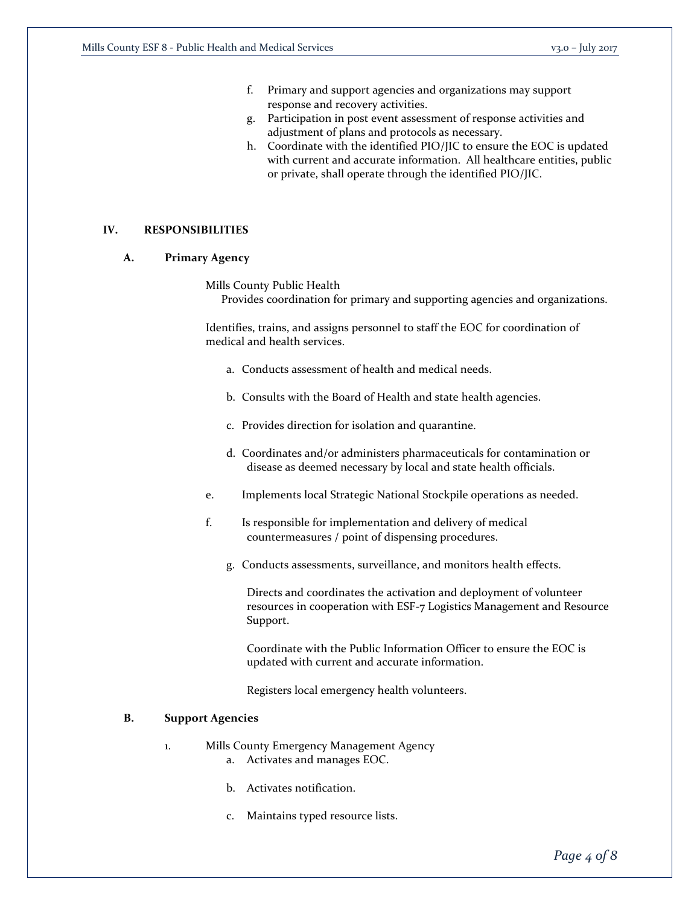f. Primary and support agencies and organizations may support response and recovery activities.
g. Participation in post event assessment of response activities and adjustment of plans and protocols as necessary.
h. Coordinate with the identified PIO/JIC to ensure the EOC is updated with current and accurate information. All healthcare entities, public or private, shall operate through the identified PIO/JIC.

## IV. RESPONSIBILITIES

### A. Primary Agency

Mills County Public Health
Provides coordination for primary and supporting agencies and organizations.

Identifies, trains, and assigns personnel to staff the EOC for coordination of medical and health services.

a. Conducts assessment of health and medical needs.

b. Consults with the Board of Health and state health agencies.

c. Provides direction for isolation and quarantine.

d. Coordinates and/or administers pharmaceuticals for contamination or disease as deemed necessary by local and state health officials.

e. Implements local Strategic National Stockpile operations as needed.

f. Is responsible for implementation and delivery of medical countermeasures / point of dispensing procedures.

g. Conducts assessments, surveillance, and monitors health effects.

Directs and coordinates the activation and deployment of volunteer resources in cooperation with ESF-7 Logistics Management and Resource Support.

Coordinate with the Public Information Officer to ensure the EOC is updated with current and accurate information.

Registers local emergency health volunteers.

### B. Support Agencies

1. Mills County Emergency Management Agency
   a. Activates and manages EOC.

   b. Activates notification.

   c. Maintains typed resource lists.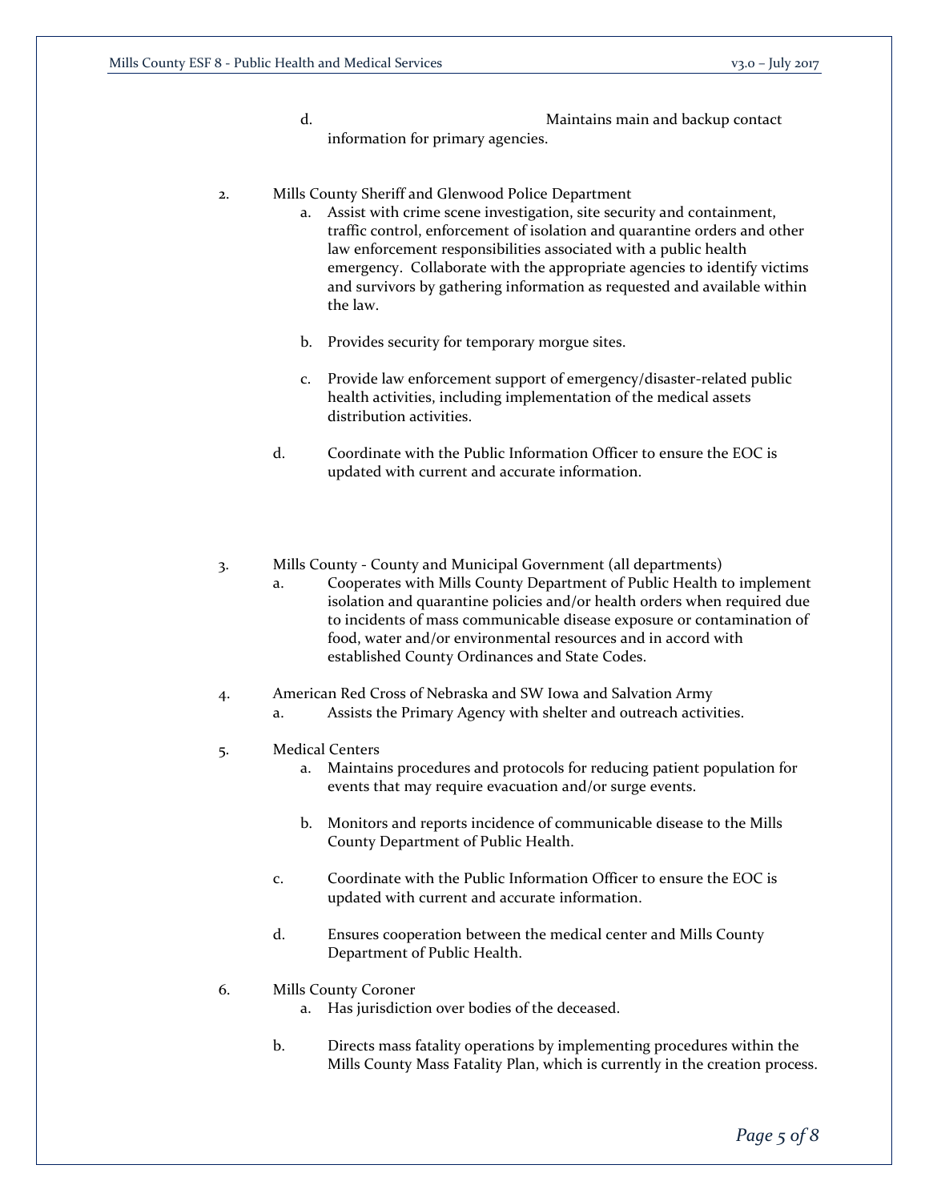d. Maintains main and backup contact information for primary agencies.

2. Mills County Sheriff and Glenwood Police Department
    a. Assist with crime scene investigation, site security and containment, traffic control, enforcement of isolation and quarantine orders and other law enforcement responsibilities associated with a public health emergency. Collaborate with the appropriate agencies to identify victims and survivors by gathering information as requested and available within the law.

    b. Provides security for temporary morgue sites.

    c. Provide law enforcement support of emergency/disaster-related public health activities, including implementation of the medical assets distribution activities.

    d. Coordinate with the Public Information Officer to ensure the EOC is updated with current and accurate information.

3. Mills County - County and Municipal Government (all departments)
    a. Cooperates with Mills County Department of Public Health to implement isolation and quarantine policies and/or health orders when required due to incidents of mass communicable disease exposure or contamination of food, water and/or environmental resources and in accord with established County Ordinances and State Codes.

4. American Red Cross of Nebraska and SW Iowa and Salvation Army
    a. Assists the Primary Agency with shelter and outreach activities.

5. Medical Centers
    a. Maintains procedures and protocols for reducing patient population for events that may require evacuation and/or surge events.

    b. Monitors and reports incidence of communicable disease to the Mills County Department of Public Health.

    c. Coordinate with the Public Information Officer to ensure the EOC is updated with current and accurate information.

    d. Ensures cooperation between the medical center and Mills County Department of Public Health.

6. Mills County Coroner
    a. Has jurisdiction over bodies of the deceased.

    b. Directs mass fatality operations by implementing procedures within the Mills County Mass Fatality Plan, which is currently in the creation process.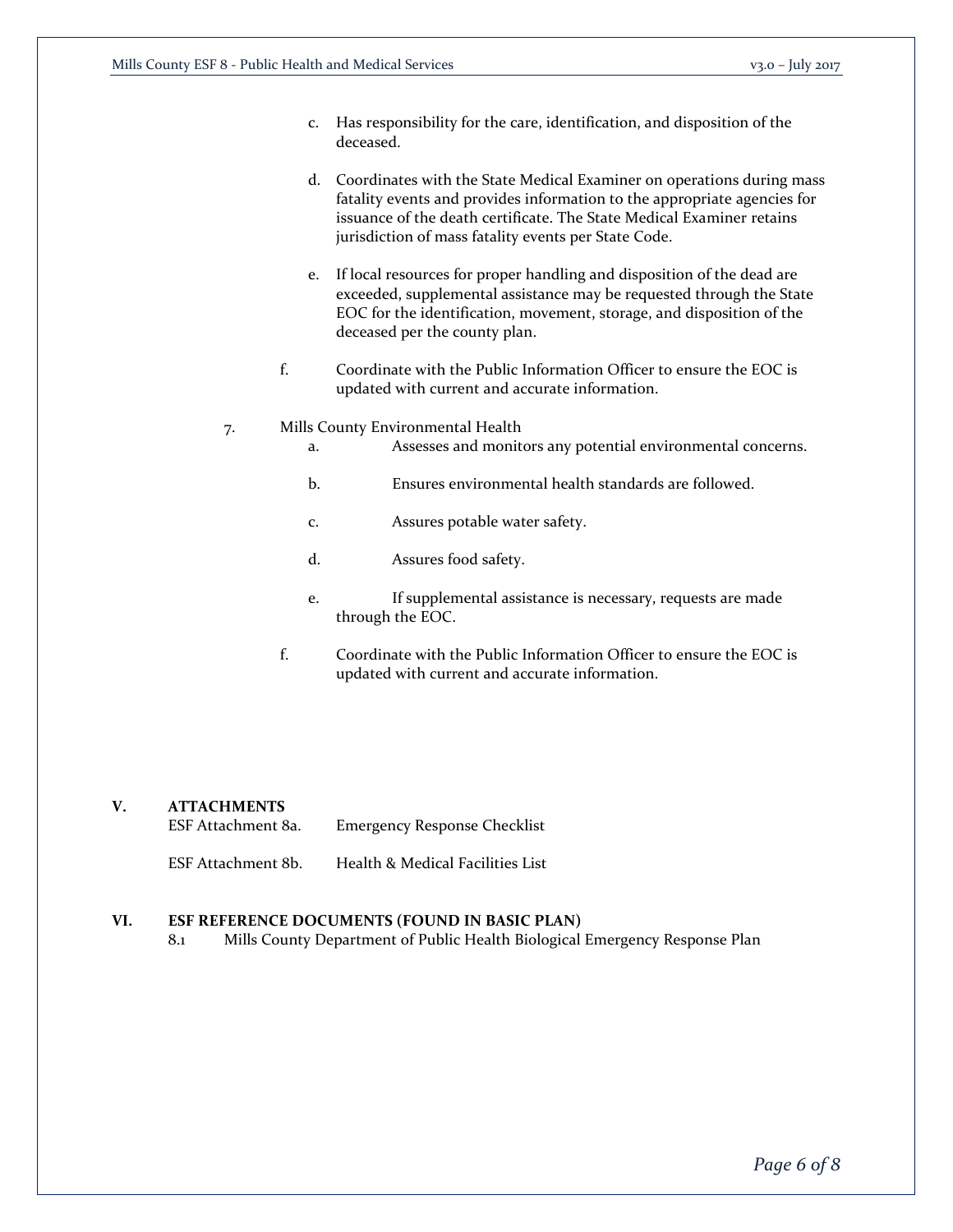c. Has responsibility for the care, identification, and disposition of the deceased.

d. Coordinates with the State Medical Examiner on operations during mass fatality events and provides information to the appropriate agencies for issuance of the death certificate. The State Medical Examiner retains jurisdiction of mass fatality events per State Code.

e. If local resources for proper handling and disposition of the dead are exceeded, supplemental assistance may be requested through the State EOC for the identification, movement, storage, and disposition of the deceased per the county plan.

f. Coordinate with the Public Information Officer to ensure the EOC is updated with current and accurate information.

7. Mills County Environmental Health

a. Assesses and monitors any potential environmental concerns.

b. Ensures environmental health standards are followed.

c. Assures potable water safety.

d. Assures food safety.

e. If supplemental assistance is necessary, requests are made through the EOC.

f. Coordinate with the Public Information Officer to ensure the EOC is updated with current and accurate information.

## V. ATTACHMENTS

ESF Attachment 8a. Emergency Response Checklist

ESF Attachment 8b. Health & Medical Facilities List

## VI. ESF REFERENCE DOCUMENTS (FOUND IN BASIC PLAN)

8.1 Mills County Department of Public Health Biological Emergency Response Plan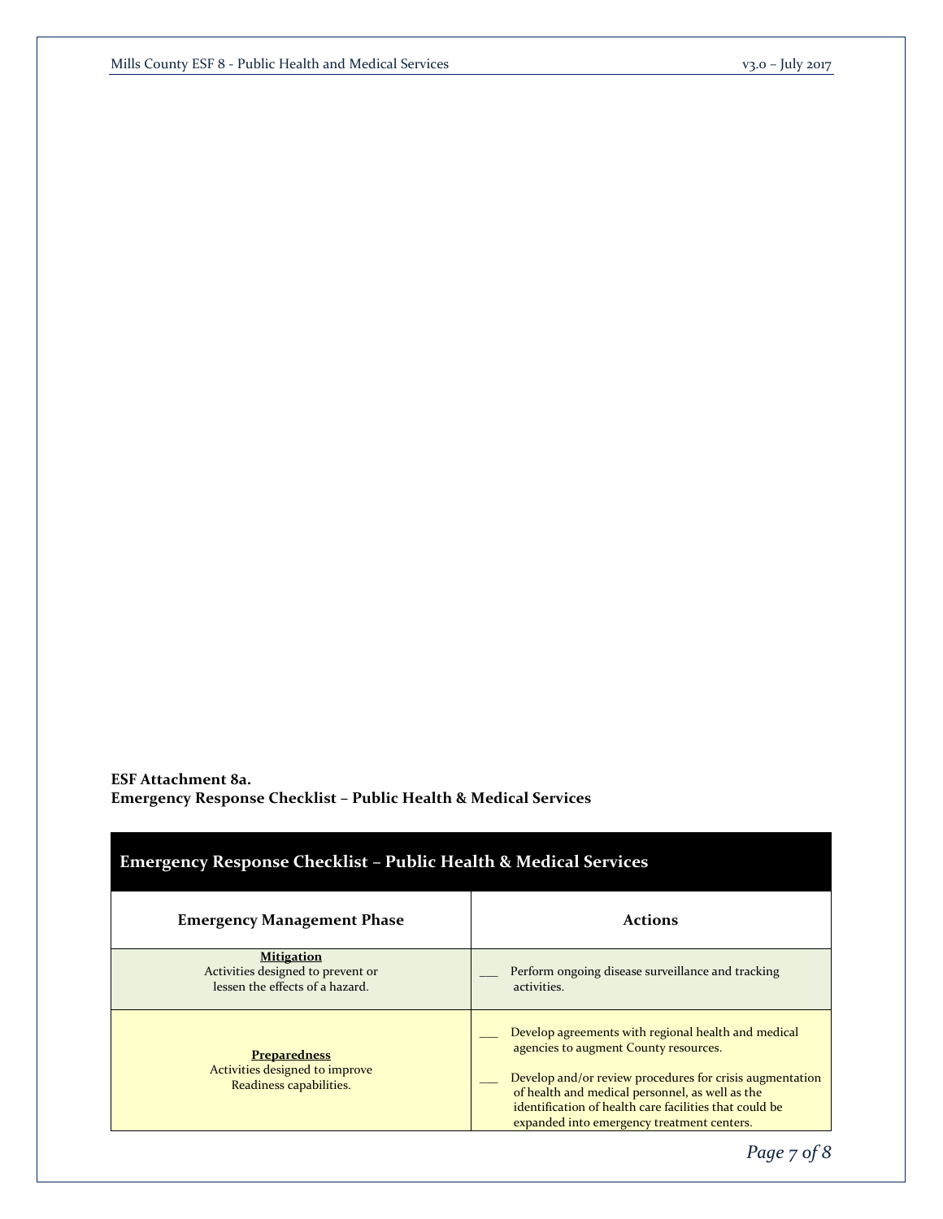**ESF Attachment 8a.**
**Emergency Response Checklist – Public Health & Medical Services**

| Emergency Response Checklist – Public Health & Medical Services | |
|---|---|
| **Emergency Management Phase** | **Actions** |
| **Mitigation**<br>Activities designed to prevent or lessen the effects of a hazard. | ___ Perform ongoing disease surveillance and tracking activities. |
| **Preparedness**<br>Activities designed to improve Readiness capabilities. | ___ Develop agreements with regional health and medical agencies to augment County resources.<br>___ Develop and/or review procedures for crisis augmentation of health and medical personnel, as well as the identification of health care facilities that could be expanded into emergency treatment centers. |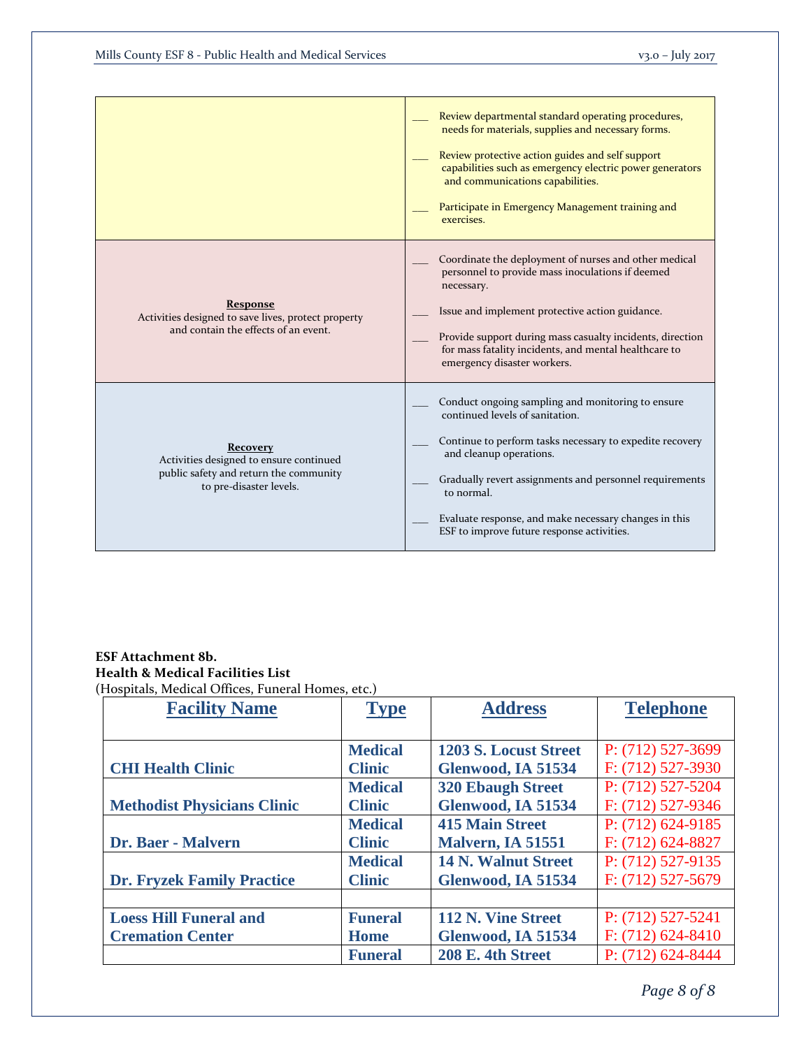| | |
|---|---|
| | ___ Review departmental standard operating procedures, needs for materials, supplies and necessary forms.<br><br>___ Review protective action guides and self support capabilities such as emergency electric power generators and communications capabilities.<br><br>___ Participate in Emergency Management training and exercises. |
| **Response**<br>Activities designed to save lives, protect property and contain the effects of an event. | ___ Coordinate the deployment of nurses and other medical personnel to provide mass inoculations if deemed necessary.<br><br>___ Issue and implement protective action guidance.<br><br>___ Provide support during mass casualty incidents, direction for mass fatality incidents, and mental healthcare to emergency disaster workers. |
| **Recovery**<br>Activities designed to ensure continued public safety and return the community to pre-disaster levels. | ___ Conduct ongoing sampling and monitoring to ensure continued levels of sanitation.<br><br>___ Continue to perform tasks necessary to expedite recovery and cleanup operations.<br><br>___ Gradually revert assignments and personnel requirements to normal.<br><br>___ Evaluate response, and make necessary changes in this ESF to improve future response activities. |

**ESF Attachment 8b.**
**Health & Medical Facilities List**
(Hospitals, Medical Offices, Funeral Homes, etc.)

| Facility Name | Type | Address | Telephone |
|---|---|---|---|
| CHI Health Clinic | Medical Clinic | 1203 S. Locust Street Glenwood, IA 51534 | P: (712) 527-3699 F: (712) 527-3930 |
| Methodist Physicians Clinic | Medical Clinic | 320 Ebaugh Street Glenwood, IA 51534 | P: (712) 527-5204 F: (712) 527-9346 |
| Dr. Baer - Malvern | Medical Clinic | 415 Main Street Malvern, IA 51551 | P: (712) 624-9185 F: (712) 624-8827 |
| Dr. Fryzek Family Practice | Medical Clinic | 14 N. Walnut Street Glenwood, IA 51534 | P: (712) 527-9135 F: (712) 527-5679 |
| | | | |
| Loess Hill Funeral and Cremation Center | Funeral Home | 112 N. Vine Street Glenwood, IA 51534 | P: (712) 527-5241 F: (712) 624-8410 |
| | Funeral | 208 E. 4th Street | P: (712) 624-8444 |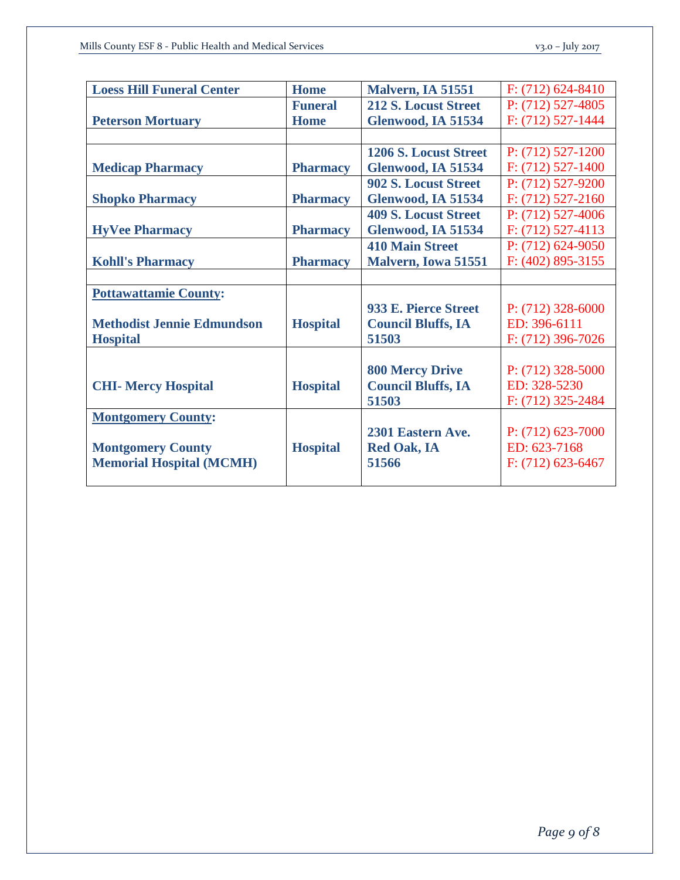| | | | |
|---|---|---|---|
| **Loess Hill Funeral Center** | **Home** | **Malvern, IA 51551** | F: (712) 624-8410 |
| **Peterson Mortuary** | **Funeral Home** | **212 S. Locust Street Glenwood, IA 51534** | P: (712) 527-4805 F: (712) 527-1444 |
| | | | |
| **Medicap Pharmacy** | **Pharmacy** | **1206 S. Locust Street Glenwood, IA 51534** | P: (712) 527-1200 F: (712) 527-1400 |
| **Shopko Pharmacy** | **Pharmacy** | **902 S. Locust Street Glenwood, IA 51534** | P: (712) 527-9200 F: (712) 527-2160 |
| **HyVee Pharmacy** | **Pharmacy** | **409 S. Locust Street Glenwood, IA 51534** | P: (712) 527-4006 F: (712) 527-4113 |
| **Kohll's Pharmacy** | **Pharmacy** | **410 Main Street Malvern, Iowa 51551** | P: (712) 624-9050 F: (402) 895-3155 |
| | | | |
| **Pottawattamie County:** **Methodist Jennie Edmundson Hospital** | **Hospital** | **933 E. Pierce Street Council Bluffs, IA 51503** | P: (712) 328-6000 ED: 396-6111 F: (712) 396-7026 |
| **CHI- Mercy Hospital** | **Hospital** | **800 Mercy Drive Council Bluffs, IA 51503** | P: (712) 328-5000 ED: 328-5230 F: (712) 325-2484 |
| **Montgomery County:** **Montgomery County Memorial Hospital (MCMH)** | **Hospital** | **2301 Eastern Ave. Red Oak, IA 51566** | P: (712) 623-7000 ED: 623-7168 F: (712) 623-6467 |